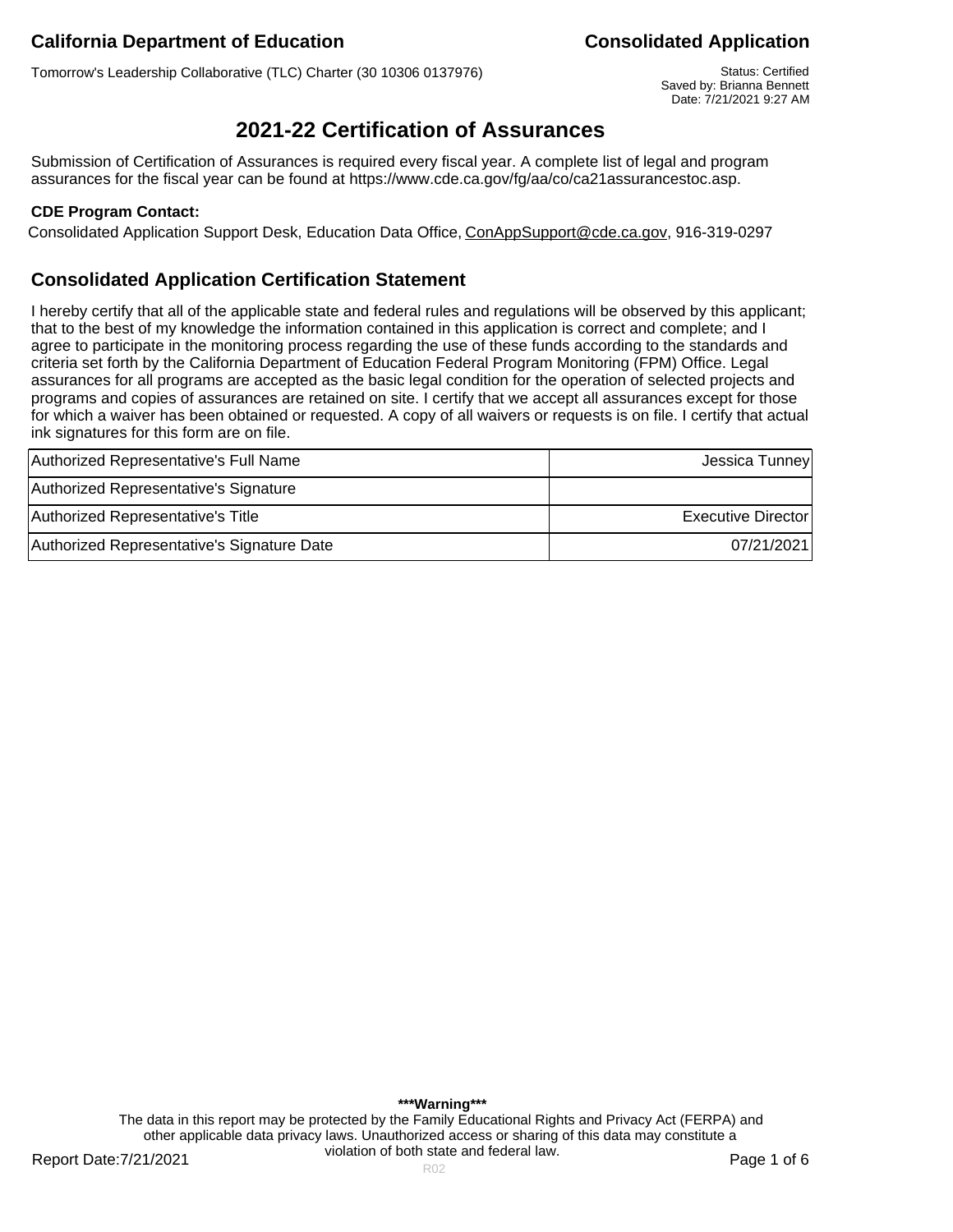**California Department of Education** **Consolidated Application**

Tomorrow's Leadership Collaborative (TLC) Charter (30 10306 0137976)

Status: Certified
Saved by: Brianna Bennett
Date: 7/21/2021 9:27 AM

# 2021-22 Certification of Assurances

Submission of Certification of Assurances is required every fiscal year. A complete list of legal and program assurances for the fiscal year can be found at https://www.cde.ca.gov/fg/aa/co/ca21assurancestoc.asp.

### CDE Program Contact:

Consolidated Application Support Desk, Education Data Office, ConAppSupport@cde.ca.gov, 916-319-0297

## Consolidated Application Certification Statement

I hereby certify that all of the applicable state and federal rules and regulations will be observed by this applicant; that to the best of my knowledge the information contained in this application is correct and complete; and I agree to participate in the monitoring process regarding the use of these funds according to the standards and criteria set forth by the California Department of Education Federal Program Monitoring (FPM) Office. Legal assurances for all programs are accepted as the basic legal condition for the operation of selected projects and programs and copies of assurances are retained on site. I certify that we accept all assurances except for those for which a waiver has been obtained or requested. A copy of all waivers or requests is on file. I certify that actual ink signatures for this form are on file.

| | |
|---|---|
| Authorized Representative's Full Name | Jessica Tunney |
| Authorized Representative's Signature | |
| Authorized Representative's Title | Executive Director |
| Authorized Representative's Signature Date | 07/21/2021 |

**\*\*\*Warning\*\*\***
The data in this report may be protected by the Family Educational Rights and Privacy Act (FERPA) and other applicable data privacy laws. Unauthorized access or sharing of this data may constitute a violation of both state and federal law.

Report Date:7/21/2021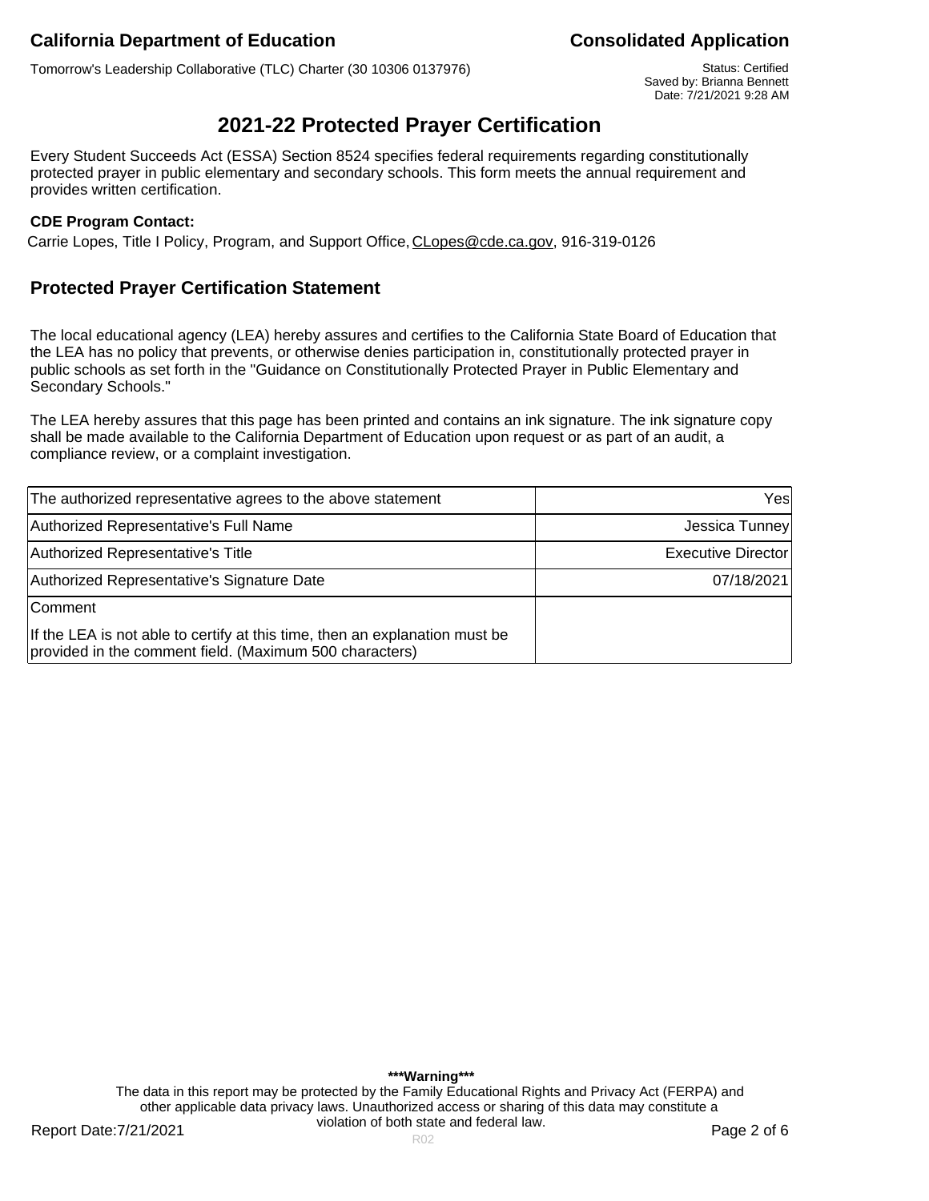## 2021-22 Protected Prayer Certification

Every Student Succeeds Act (ESSA) Section 8524 specifies federal requirements regarding constitutionally protected prayer in public elementary and secondary schools. This form meets the annual requirement and provides written certification.

**CDE Program Contact:**

Carrie Lopes, Title I Policy, Program, and Support Office, CLopes@cde.ca.gov, 916-319-0126

### Protected Prayer Certification Statement

The local educational agency (LEA) hereby assures and certifies to the California State Board of Education that the LEA has no policy that prevents, or otherwise denies participation in, constitutionally protected prayer in public schools as set forth in the "Guidance on Constitutionally Protected Prayer in Public Elementary and Secondary Schools."

The LEA hereby assures that this page has been printed and contains an ink signature. The ink signature copy shall be made available to the California Department of Education upon request or as part of an audit, a compliance review, or a complaint investigation.

| | |
|---|---|
| The authorized representative agrees to the above statement | Yes |
| Authorized Representative's Full Name | Jessica Tunney |
| Authorized Representative's Title | Executive Director |
| Authorized Representative's Signature Date | 07/18/2021 |
| Comment<br><br>If the LEA is not able to certify at this time, then an explanation must be provided in the comment field. (Maximum 500 characters) | |

***Warning***

The data in this report may be protected by the Family Educational Rights and Privacy Act (FERPA) and other applicable data privacy laws. Unauthorized access or sharing of this data may constitute a violation of both state and federal law.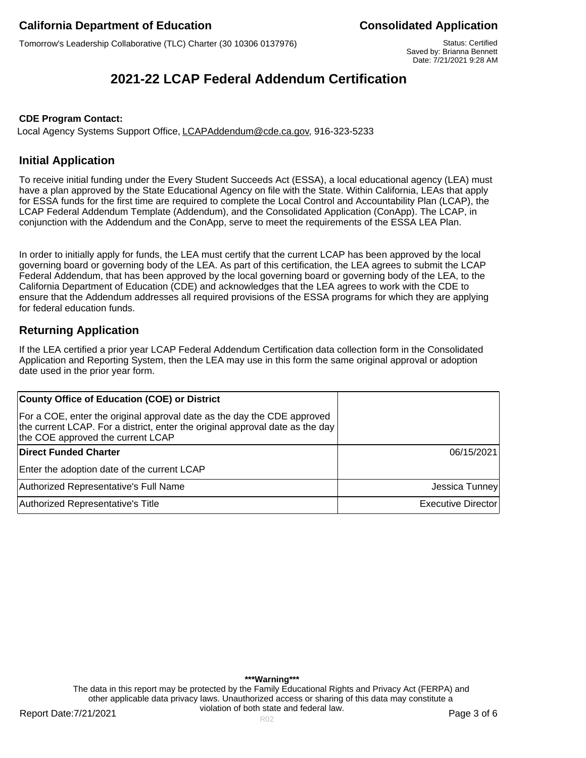# 2021-22 LCAP Federal Addendum Certification

**CDE Program Contact:**

Local Agency Systems Support Office, LCAPAddendum@cde.ca.gov, 916-323-5233

## Initial Application

To receive initial funding under the Every Student Succeeds Act (ESSA), a local educational agency (LEA) must have a plan approved by the State Educational Agency on file with the State. Within California, LEAs that apply for ESSA funds for the first time are required to complete the Local Control and Accountability Plan (LCAP), the LCAP Federal Addendum Template (Addendum), and the Consolidated Application (ConApp). The LCAP, in conjunction with the Addendum and the ConApp, serve to meet the requirements of the ESSA LEA Plan.

In order to initially apply for funds, the LEA must certify that the current LCAP has been approved by the local governing board or governing body of the LEA. As part of this certification, the LEA agrees to submit the LCAP Federal Addendum, that has been approved by the local governing board or governing body of the LEA, to the California Department of Education (CDE) and acknowledges that the LEA agrees to work with the CDE to ensure that the Addendum addresses all required provisions of the ESSA programs for which they are applying for federal education funds.

## Returning Application

If the LEA certified a prior year LCAP Federal Addendum Certification data collection form in the Consolidated Application and Reporting System, then the LEA may use in this form the same original approval or adoption date used in the prior year form.

| | |
|---|---|
| **County Office of Education (COE) or District**<br>For a COE, enter the original approval date as the day the CDE approved the current LCAP. For a district, enter the original approval date as the day the COE approved the current LCAP | |
| **Direct Funded Charter**<br>Enter the adoption date of the current LCAP | 06/15/2021 |
| Authorized Representative's Full Name | Jessica Tunney |
| Authorized Representative's Title | Executive Director |

**\*\*\*Warning\*\*\***

The data in this report may be protected by the Family Educational Rights and Privacy Act (FERPA) and other applicable data privacy laws. Unauthorized access or sharing of this data may constitute a violation of both state and federal law.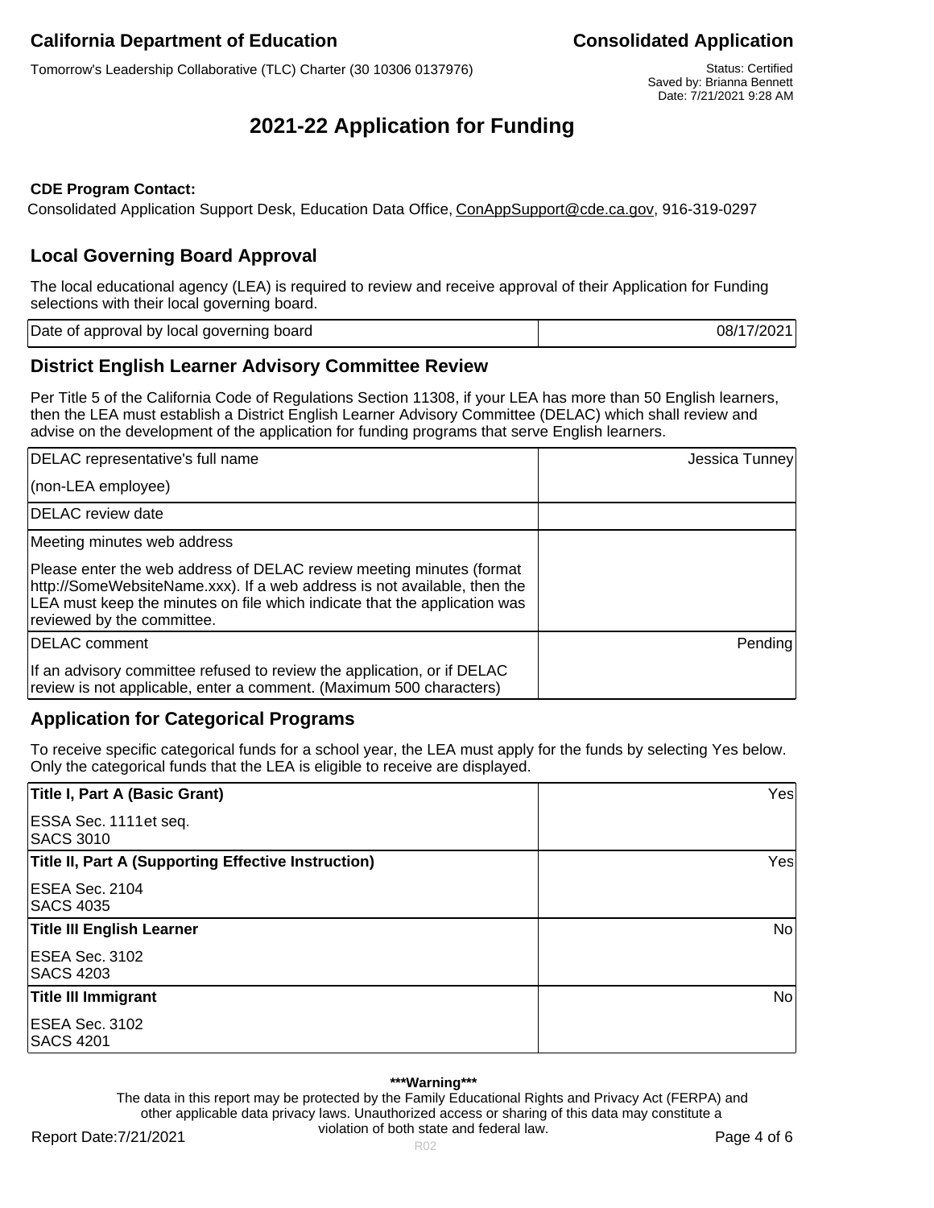## California Department of Education

## Consolidated Application

Tomorrow's Leadership Collaborative (TLC) Charter (30 10306 0137976)

Status: Certified
Saved by: Brianna Bennett
Date: 7/21/2021 9:28 AM

# 2021-22 Application for Funding

**CDE Program Contact:**

Consolidated Application Support Desk, Education Data Office, ConAppSupport@cde.ca.gov, 916-319-0297

## Local Governing Board Approval

The local educational agency (LEA) is required to review and receive approval of their Application for Funding selections with their local governing board.

| | |
|---|---|
| Date of approval by local governing board | 08/17/2021 |

## District English Learner Advisory Committee Review

Per Title 5 of the California Code of Regulations Section 11308, if your LEA has more than 50 English learners, then the LEA must establish a District English Learner Advisory Committee (DELAC) which shall review and advise on the development of the application for funding programs that serve English learners.

| | |
|---|---|
| DELAC representative's full name<br><br>(non-LEA employee) | Jessica Tunney |
| DELAC review date | |
| Meeting minutes web address<br><br>Please enter the web address of DELAC review meeting minutes (format http://SomeWebsiteName.xxx). If a web address is not available, then the LEA must keep the minutes on file which indicate that the application was reviewed by the committee. | |
| DELAC comment<br><br>If an advisory committee refused to review the application, or if DELAC review is not applicable, enter a comment. (Maximum 500 characters) | Pending |

## Application for Categorical Programs

To receive specific categorical funds for a school year, the LEA must apply for the funds by selecting Yes below. Only the categorical funds that the LEA is eligible to receive are displayed.

| | |
|---|---|
| **Title I, Part A (Basic Grant)**<br><br>ESSA Sec. 1111et seq.<br>SACS 3010 | Yes |
| **Title II, Part A (Supporting Effective Instruction)**<br><br>ESEA Sec. 2104<br>SACS 4035 | Yes |
| **Title III English Learner**<br><br>ESEA Sec. 3102<br>SACS 4203 | No |
| **Title III Immigrant**<br><br>ESEA Sec. 3102<br>SACS 4201 | No |

***Warning***
The data in this report may be protected by the Family Educational Rights and Privacy Act (FERPA) and other applicable data privacy laws. Unauthorized access or sharing of this data may constitute a violation of both state and federal law.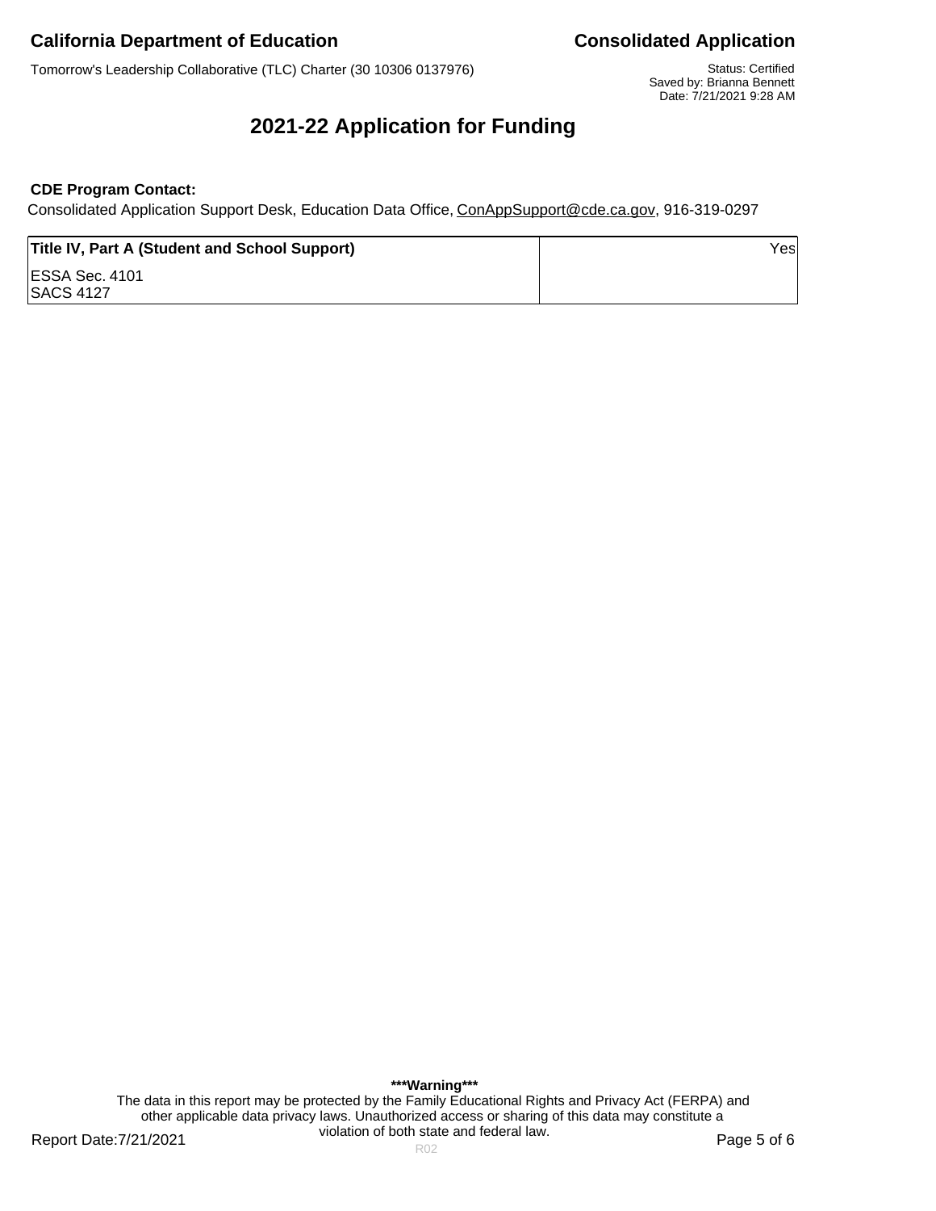# 2021-22 Application for Funding

**CDE Program Contact:**

Consolidated Application Support Desk, Education Data Office, ConAppSupport@cde.ca.gov, 916-319-0297

| **Title IV, Part A (Student and School Support)** | Yes |
|---|---|
| ESSA Sec. 4101<br>SACS 4127 | |

**\*\*\*Warning\*\*\***

The data in this report may be protected by the Family Educational Rights and Privacy Act (FERPA) and other applicable data privacy laws. Unauthorized access or sharing of this data may constitute a violation of both state and federal law.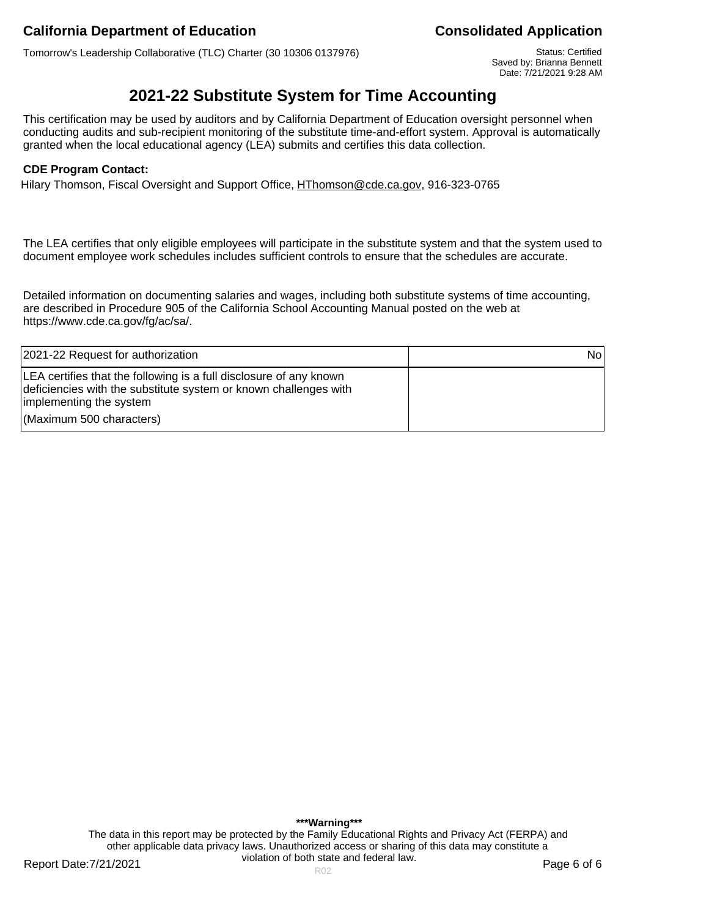# 2021-22 Substitute System for Time Accounting

This certification may be used by auditors and by California Department of Education oversight personnel when conducting audits and sub-recipient monitoring of the substitute time-and-effort system. Approval is automatically granted when the local educational agency (LEA) submits and certifies this data collection.

**CDE Program Contact:**

Hilary Thomson, Fiscal Oversight and Support Office, HThomson@cde.ca.gov, 916-323-0765

The LEA certifies that only eligible employees will participate in the substitute system and that the system used to document employee work schedules includes sufficient controls to ensure that the schedules are accurate.

Detailed information on documenting salaries and wages, including both substitute systems of time accounting, are described in Procedure 905 of the California School Accounting Manual posted on the web at https://www.cde.ca.gov/fg/ac/sa/.

| | |
|---|---|
| 2021-22 Request for authorization | No |
| LEA certifies that the following is a full disclosure of any known deficiencies with the substitute system or known challenges with implementing the system<br>(Maximum 500 characters) | |

***Warning***

The data in this report may be protected by the Family Educational Rights and Privacy Act (FERPA) and other applicable data privacy laws. Unauthorized access or sharing of this data may constitute a violation of both state and federal law.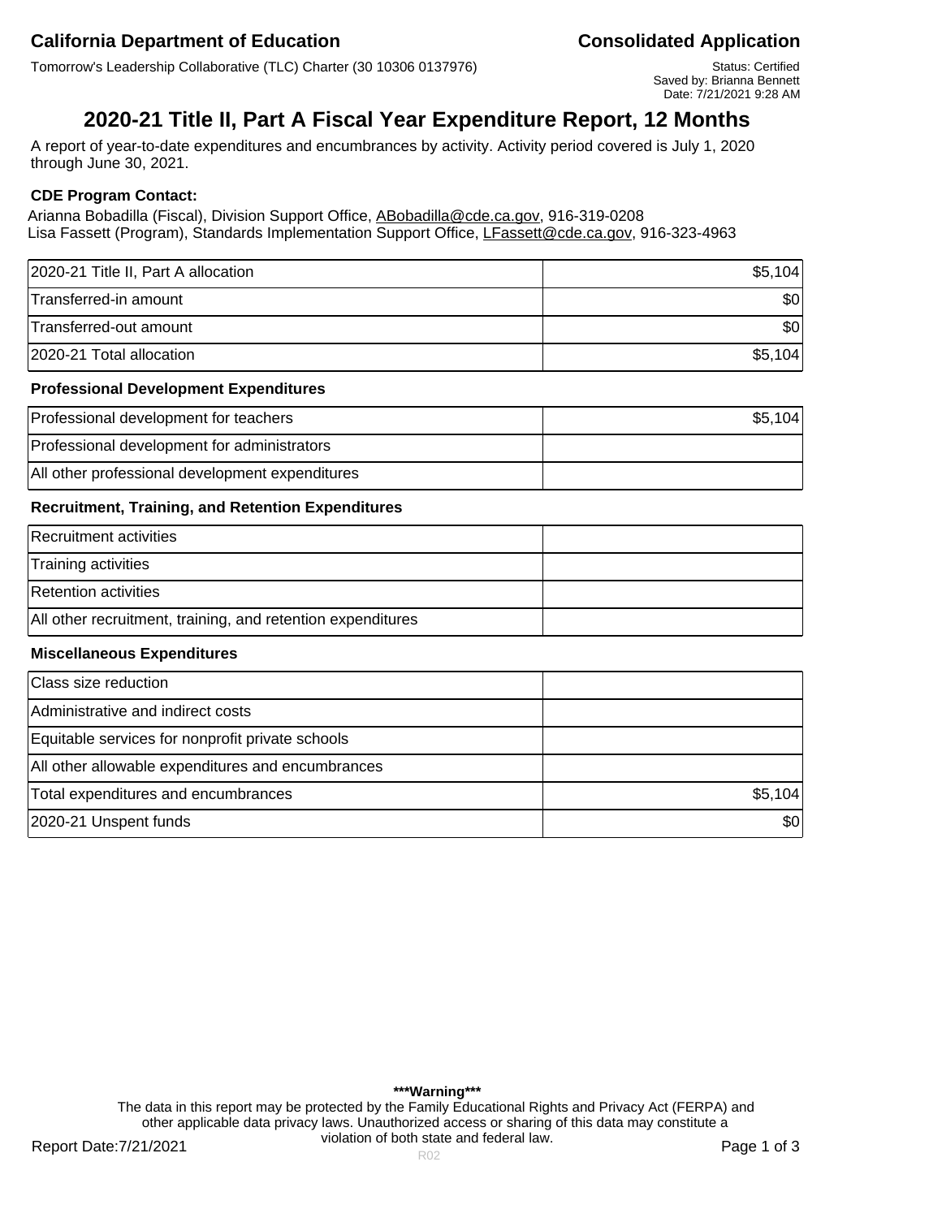**California Department of Education** | **Consolidated Application**

Tomorrow's Leadership Collaborative (TLC) Charter (30 10306 0137976)

Status: Certified
Saved by: Brianna Bennett
Date: 7/21/2021 9:28 AM

# 2020-21 Title II, Part A Fiscal Year Expenditure Report, 12 Months

A report of year-to-date expenditures and encumbrances by activity. Activity period covered is July 1, 2020 through June 30, 2021.

**CDE Program Contact:**

Arianna Bobadilla (Fiscal), Division Support Office, ABobadilla@cde.ca.gov, 916-319-0208
Lisa Fassett (Program), Standards Implementation Support Office, LFassett@cde.ca.gov, 916-323-4963

| | |
|---|---|
| 2020-21 Title II, Part A allocation | $5,104 |
| Transferred-in amount | $0 |
| Transferred-out amount | $0 |
| 2020-21 Total allocation | $5,104 |

**Professional Development Expenditures**

| | |
|---|---|
| Professional development for teachers | $5,104 |
| Professional development for administrators | |
| All other professional development expenditures | |

**Recruitment, Training, and Retention Expenditures**

| | |
|---|---|
| Recruitment activities | |
| Training activities | |
| Retention activities | |
| All other recruitment, training, and retention expenditures | |

**Miscellaneous Expenditures**

| | |
|---|---|
| Class size reduction | |
| Administrative and indirect costs | |
| Equitable services for nonprofit private schools | |
| All other allowable expenditures and encumbrances | |
| Total expenditures and encumbrances | $5,104 |
| 2020-21 Unspent funds | $0 |

**\*\*\*Warning\*\*\***

The data in this report may be protected by the Family Educational Rights and Privacy Act (FERPA) and other applicable data privacy laws. Unauthorized access or sharing of this data may constitute a violation of both state and federal law.

Report Date:7/21/2021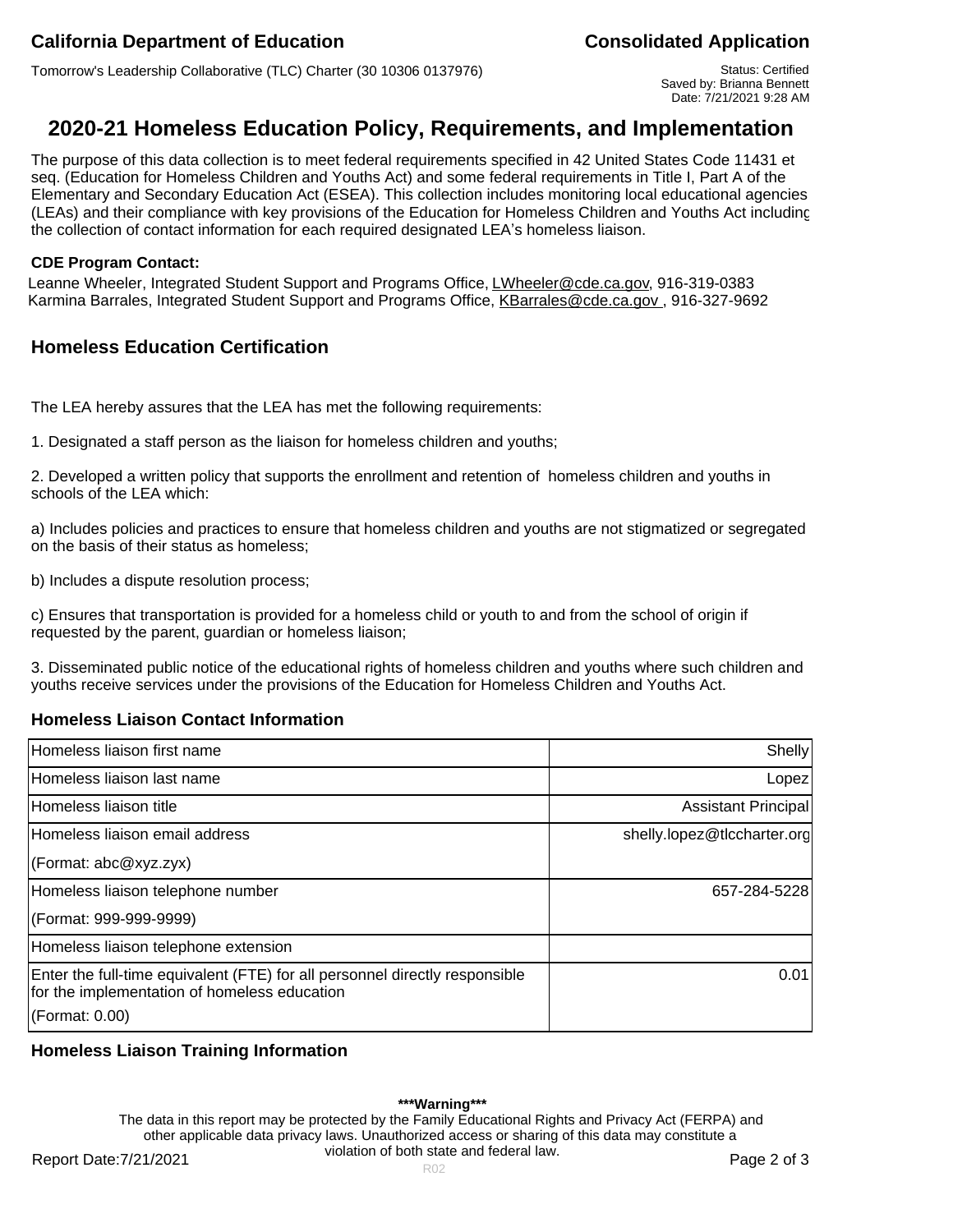# 2020-21 Homeless Education Policy, Requirements, and Implementation

The purpose of this data collection is to meet federal requirements specified in 42 United States Code 11431 et seq. (Education for Homeless Children and Youths Act) and some federal requirements in Title I, Part A of the Elementary and Secondary Education Act (ESEA). This collection includes monitoring local educational agencies (LEAs) and their compliance with key provisions of the Education for Homeless Children and Youths Act including the collection of contact information for each required designated LEA's homeless liaison.

**CDE Program Contact:**

Leanne Wheeler, Integrated Student Support and Programs Office, LWheeler@cde.ca.gov, 916-319-0383
Karmina Barrales, Integrated Student Support and Programs Office, KBarrales@cde.ca.gov , 916-327-9692

## Homeless Education Certification

The LEA hereby assures that the LEA has met the following requirements:

1. Designated a staff person as the liaison for homeless children and youths;

2. Developed a written policy that supports the enrollment and retention of homeless children and youths in schools of the LEA which:

a) Includes policies and practices to ensure that homeless children and youths are not stigmatized or segregated on the basis of their status as homeless;

b) Includes a dispute resolution process;

c) Ensures that transportation is provided for a homeless child or youth to and from the school of origin if requested by the parent, guardian or homeless liaison;

3. Disseminated public notice of the educational rights of homeless children and youths where such children and youths receive services under the provisions of the Education for Homeless Children and Youths Act.

### Homeless Liaison Contact Information

| | |
|---|---|
| Homeless liaison first name | Shelly |
| Homeless liaison last name | Lopez |
| Homeless liaison title | Assistant Principal |
| Homeless liaison email address (Format: abc@xyz.zyx) | shelly.lopez@tlccharter.org |
| Homeless liaison telephone number (Format: 999-999-9999) | 657-284-5228 |
| Homeless liaison telephone extension | |
| Enter the full-time equivalent (FTE) for all personnel directly responsible for the implementation of homeless education (Format: 0.00) | 0.01 |

### Homeless Liaison Training Information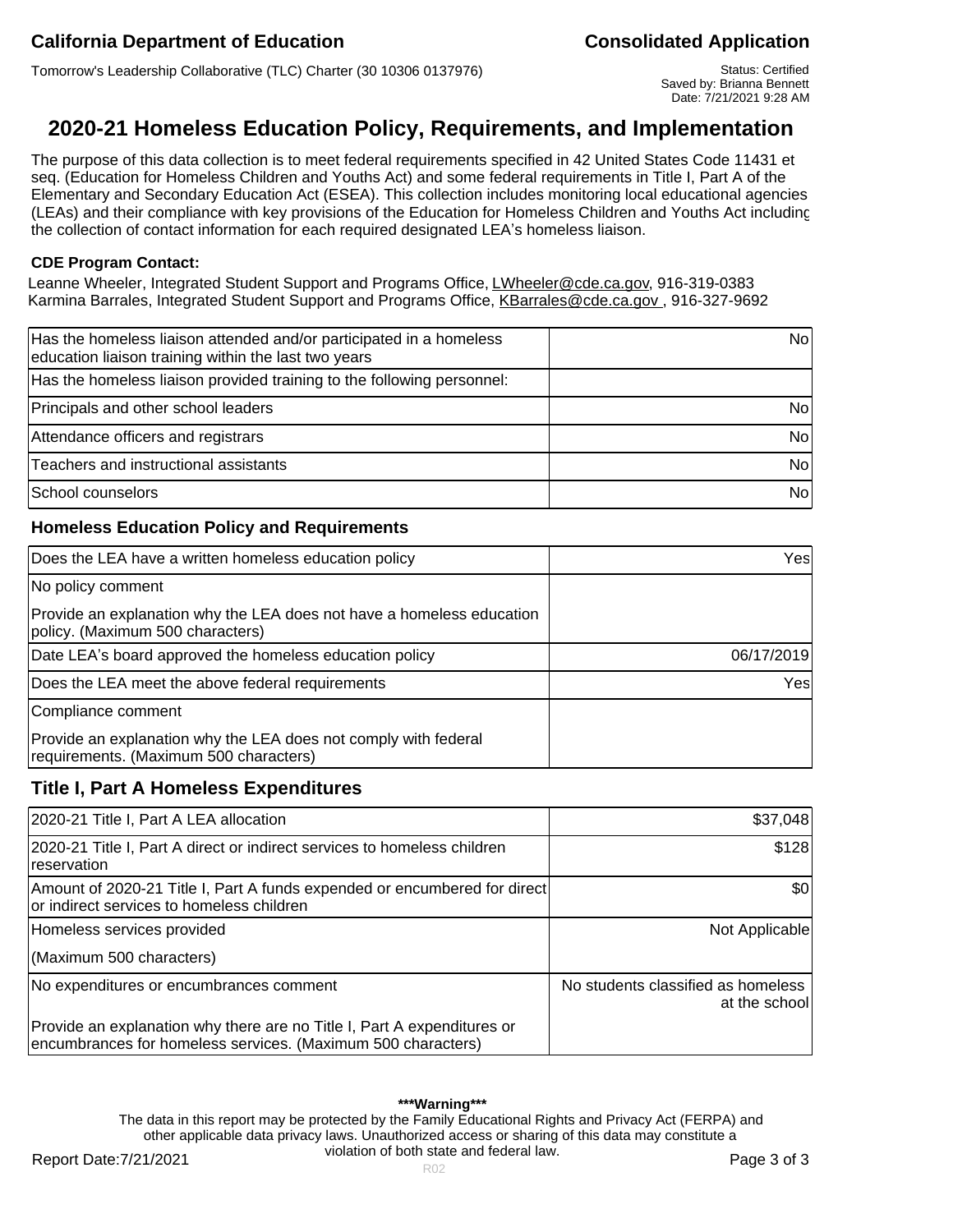# 2020-21 Homeless Education Policy, Requirements, and Implementation

The purpose of this data collection is to meet federal requirements specified in 42 United States Code 11431 et seq. (Education for Homeless Children and Youths Act) and some federal requirements in Title I, Part A of the Elementary and Secondary Education Act (ESEA). This collection includes monitoring local educational agencies (LEAs) and their compliance with key provisions of the Education for Homeless Children and Youths Act including the collection of contact information for each required designated LEA's homeless liaison.

**CDE Program Contact:**

Leanne Wheeler, Integrated Student Support and Programs Office, LWheeler@cde.ca.gov, 916-319-0383
Karmina Barrales, Integrated Student Support and Programs Office, KBarrales@cde.ca.gov , 916-327-9692

| | |
|---|---|
| Has the homeless liaison attended and/or participated in a homeless education liaison training within the last two years | No |
| Has the homeless liaison provided training to the following personnel: | |
| Principals and other school leaders | No |
| Attendance officers and registrars | No |
| Teachers and instructional assistants | No |
| School counselors | No |

### Homeless Education Policy and Requirements

| | |
|---|---|
| Does the LEA have a written homeless education policy | Yes |
| No policy comment<br><br>Provide an explanation why the LEA does not have a homeless education policy. (Maximum 500 characters) | |
| Date LEA's board approved the homeless education policy | 06/17/2019 |
| Does the LEA meet the above federal requirements | Yes |
| Compliance comment<br><br>Provide an explanation why the LEA does not comply with federal requirements. (Maximum 500 characters) | |

## Title I, Part A Homeless Expenditures

| | |
|---|---|
| 2020-21 Title I, Part A LEA allocation | $37,048 |
| 2020-21 Title I, Part A direct or indirect services to homeless children reservation | $128 |
| Amount of 2020-21 Title I, Part A funds expended or encumbered for direct or indirect services to homeless children | $0 |
| Homeless services provided<br><br>(Maximum 500 characters) | Not Applicable |
| No expenditures or encumbrances comment<br><br>Provide an explanation why there are no Title I, Part A expenditures or encumbrances for homeless services. (Maximum 500 characters) | No students classified as homeless at the school |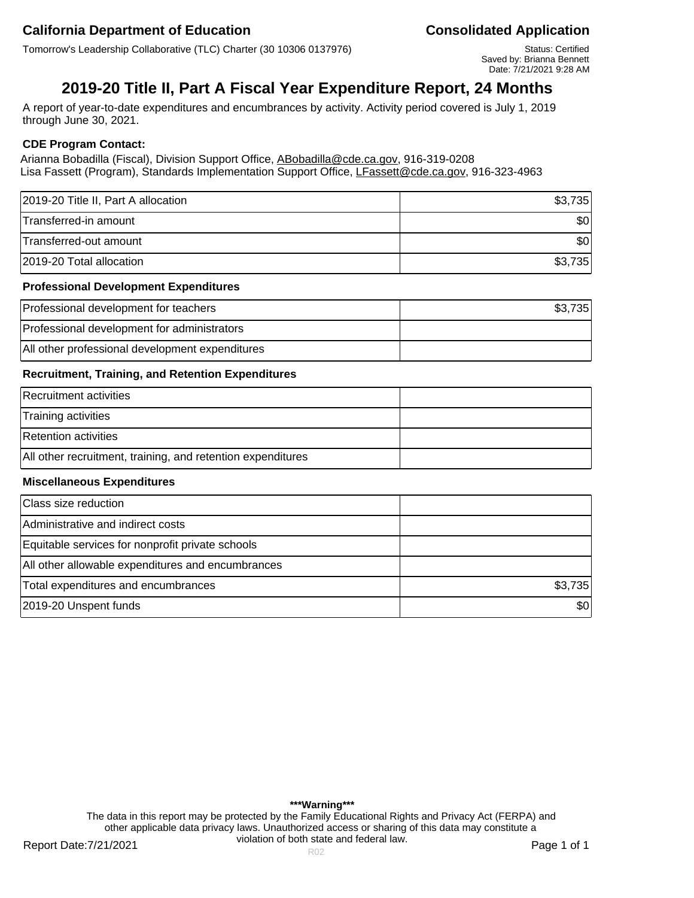**California Department of Education**

**Consolidated Application**

Tomorrow's Leadership Collaborative (TLC) Charter (30 10306 0137976)

Status: Certified
Saved by: Brianna Bennett
Date: 7/21/2021 9:28 AM

# 2019-20 Title II, Part A Fiscal Year Expenditure Report, 24 Months

A report of year-to-date expenditures and encumbrances by activity. Activity period covered is July 1, 2019 through June 30, 2021.

**CDE Program Contact:**

Arianna Bobadilla (Fiscal), Division Support Office, ABobadilla@cde.ca.gov, 916-319-0208
Lisa Fassett (Program), Standards Implementation Support Office, LFassett@cde.ca.gov, 916-323-4963

| | |
|---|---|
| 2019-20 Title II, Part A allocation | $3,735 |
| Transferred-in amount | $0 |
| Transferred-out amount | $0 |
| 2019-20 Total allocation | $3,735 |

**Professional Development Expenditures**

| | |
|---|---|
| Professional development for teachers | $3,735 |
| Professional development for administrators | |
| All other professional development expenditures | |

**Recruitment, Training, and Retention Expenditures**

| | |
|---|---|
| Recruitment activities | |
| Training activities | |
| Retention activities | |
| All other recruitment, training, and retention expenditures | |

**Miscellaneous Expenditures**

| | |
|---|---|
| Class size reduction | |
| Administrative and indirect costs | |
| Equitable services for nonprofit private schools | |
| All other allowable expenditures and encumbrances | |
| Total expenditures and encumbrances | $3,735 |
| 2019-20 Unspent funds | $0 |

**\*\*\*Warning\*\*\***
The data in this report may be protected by the Family Educational Rights and Privacy Act (FERPA) and other applicable data privacy laws. Unauthorized access or sharing of this data may constitute a violation of both state and federal law.

Report Date:7/21/2021